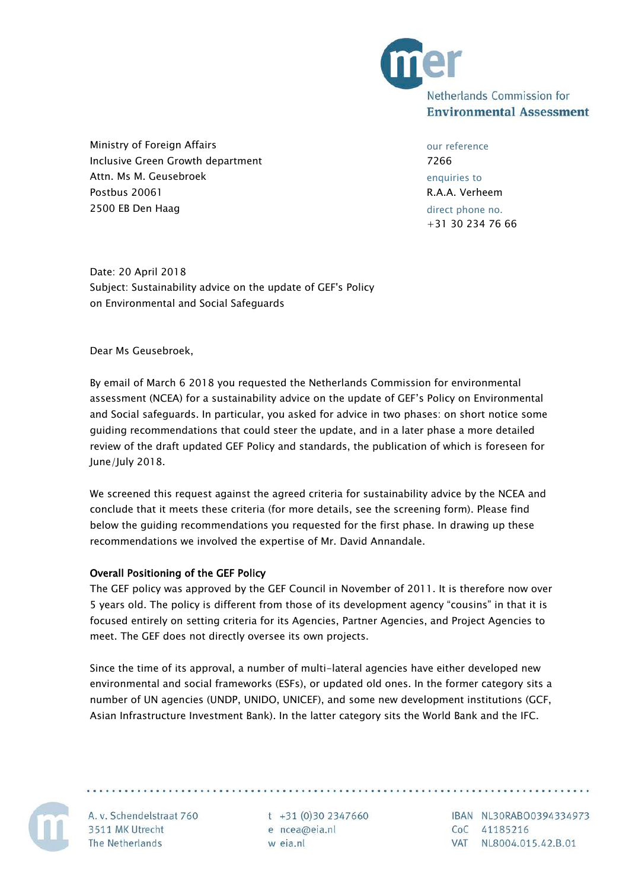Netherlands Commission for
**Environmental Assessment**

Ministry of Foreign Affairs
Inclusive Green Growth department
Attn. Ms M. Geusebroek
Postbus 20061
2500 EB Den Haag

our reference
7266
enquiries to
R.A.A. Verheem
direct phone no.
+31 30 234 76 66

Date: 20 April 2018
Subject: Sustainability advice on the update of GEF's Policy on Environmental and Social Safeguards

Dear Ms Geusebroek,

By email of March 6 2018 you requested the Netherlands Commission for environmental assessment (NCEA) for a sustainability advice on the update of GEF's Policy on Environmental and Social safeguards. In particular, you asked for advice in two phases: on short notice some guiding recommendations that could steer the update, and in a later phase a more detailed review of the draft updated GEF Policy and standards, the publication of which is foreseen for June/July 2018.

We screened this request against the agreed criteria for sustainability advice by the NCEA and conclude that it meets these criteria (for more details, see the screening form). Please find below the guiding recommendations you requested for the first phase. In drawing up these recommendations we involved the expertise of Mr. David Annandale.

**Overall Positioning of the GEF Policy**

The GEF policy was approved by the GEF Council in November of 2011. It is therefore now over 5 years old. The policy is different from those of its development agency "cousins" in that it is focused entirely on setting criteria for its Agencies, Partner Agencies, and Project Agencies to meet. The GEF does not directly oversee its own projects.

Since the time of its approval, a number of multi-lateral agencies have either developed new environmental and social frameworks (ESFs), or updated old ones. In the former category sits a number of UN agencies (UNDP, UNIDO, UNICEF), and some new development institutions (GCF, Asian Infrastructure Investment Bank). In the latter category sits the World Bank and the IFC.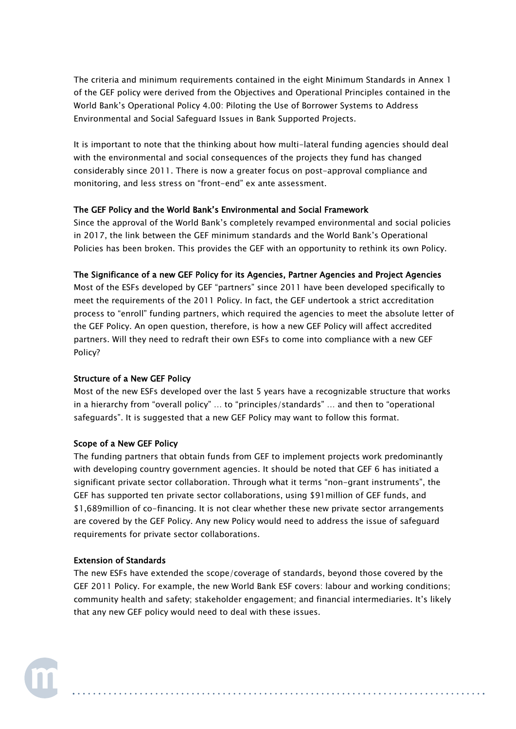The criteria and minimum requirements contained in the eight Minimum Standards in Annex 1 of the GEF policy were derived from the Objectives and Operational Principles contained in the World Bank's Operational Policy 4.00: Piloting the Use of Borrower Systems to Address Environmental and Social Safeguard Issues in Bank Supported Projects.

It is important to note that the thinking about how multi-lateral funding agencies should deal with the environmental and social consequences of the projects they fund has changed considerably since 2011. There is now a greater focus on post-approval compliance and monitoring, and less stress on "front-end" ex ante assessment.

**The GEF Policy and the World Bank's Environmental and Social Framework**

Since the approval of the World Bank's completely revamped environmental and social policies in 2017, the link between the GEF minimum standards and the World Bank's Operational Policies has been broken. This provides the GEF with an opportunity to rethink its own Policy.

**The Significance of a new GEF Policy for its Agencies, Partner Agencies and Project Agencies**

Most of the ESFs developed by GEF "partners" since 2011 have been developed specifically to meet the requirements of the 2011 Policy. In fact, the GEF undertook a strict accreditation process to "enroll" funding partners, which required the agencies to meet the absolute letter of the GEF Policy. An open question, therefore, is how a new GEF Policy will affect accredited partners. Will they need to redraft their own ESFs to come into compliance with a new GEF Policy?

**Structure of a New GEF Policy**

Most of the new ESFs developed over the last 5 years have a recognizable structure that works in a hierarchy from "overall policy" … to "principles/standards" … and then to "operational safeguards". It is suggested that a new GEF Policy may want to follow this format.

**Scope of a New GEF Policy**

The funding partners that obtain funds from GEF to implement projects work predominantly with developing country government agencies. It should be noted that GEF 6 has initiated a significant private sector collaboration. Through what it terms "non-grant instruments", the GEF has supported ten private sector collaborations, using $91million of GEF funds, and $1,689million of co-financing. It is not clear whether these new private sector arrangements are covered by the GEF Policy. Any new Policy would need to address the issue of safeguard requirements for private sector collaborations.

**Extension of Standards**

The new ESFs have extended the scope/coverage of standards, beyond those covered by the GEF 2011 Policy. For example, the new World Bank ESF covers: labour and working conditions; community health and safety; stakeholder engagement; and financial intermediaries. It's likely that any new GEF policy would need to deal with these issues.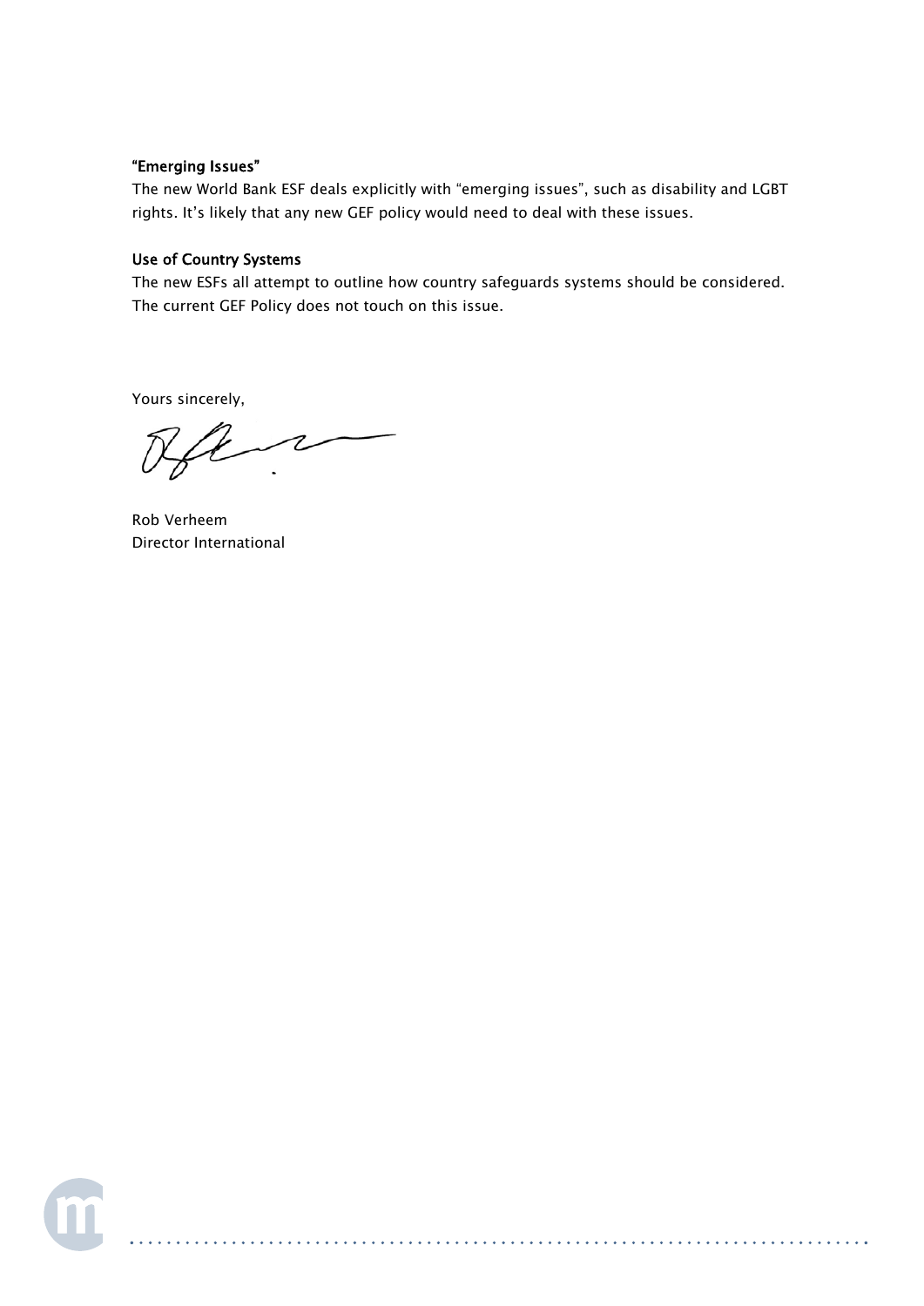### "Emerging Issues"

The new World Bank ESF deals explicitly with "emerging issues", such as disability and LGBT rights. It's likely that any new GEF policy would need to deal with these issues.

### Use of Country Systems

The new ESFs all attempt to outline how country safeguards systems should be considered. The current GEF Policy does not touch on this issue.

Yours sincerely,

Rob Verheem
Director International